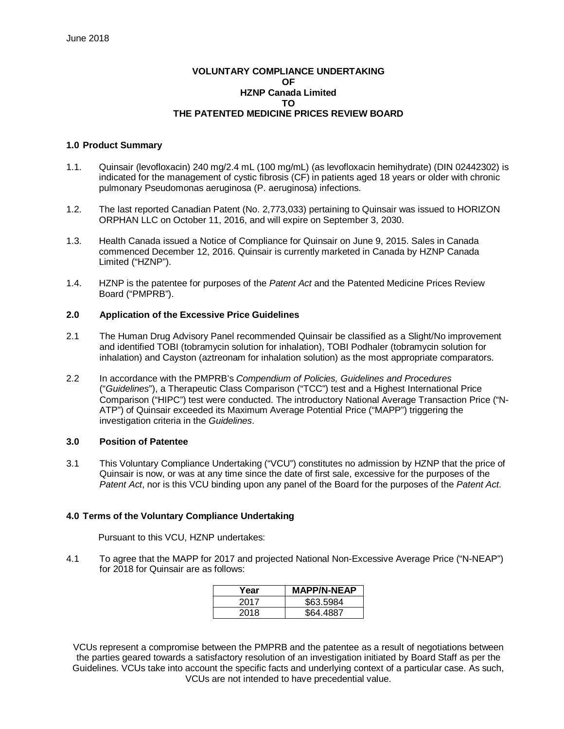June 2018

**VOLUNTARY COMPLIANCE UNDERTAKING**
**OF**
**HZNP Canada Limited**
**TO**
**THE PATENTED MEDICINE PRICES REVIEW BOARD**

## 1.0 Product Summary

1.1. Quinsair (levofloxacin) 240 mg/2.4 mL (100 mg/mL) (as levofloxacin hemihydrate) (DIN 02442302) is indicated for the management of cystic fibrosis (CF) in patients aged 18 years or older with chronic pulmonary Pseudomonas aeruginosa (P. aeruginosa) infections.

1.2. The last reported Canadian Patent (No. 2,773,033) pertaining to Quinsair was issued to HORIZON ORPHAN LLC on October 11, 2016, and will expire on September 3, 2030.

1.3. Health Canada issued a Notice of Compliance for Quinsair on June 9, 2015. Sales in Canada commenced December 12, 2016. Quinsair is currently marketed in Canada by HZNP Canada Limited ("HZNP").

1.4. HZNP is the patentee for purposes of the *Patent Act* and the Patented Medicine Prices Review Board ("PMPRB").

## 2.0 Application of the Excessive Price Guidelines

2.1 The Human Drug Advisory Panel recommended Quinsair be classified as a Slight/No improvement and identified TOBI (tobramycin solution for inhalation), TOBI Podhaler (tobramycin solution for inhalation) and Cayston (aztreonam for inhalation solution) as the most appropriate comparators.

2.2 In accordance with the PMPRB's *Compendium of Policies, Guidelines and Procedures* ("*Guidelines*"), a Therapeutic Class Comparison ("TCC") test and a Highest International Price Comparison ("HIPC") test were conducted. The introductory National Average Transaction Price ("N-ATP") of Quinsair exceeded its Maximum Average Potential Price ("MAPP") triggering the investigation criteria in the *Guidelines*.

## 3.0 Position of Patentee

3.1 This Voluntary Compliance Undertaking ("VCU") constitutes no admission by HZNP that the price of Quinsair is now, or was at any time since the date of first sale, excessive for the purposes of the *Patent Act*, nor is this VCU binding upon any panel of the Board for the purposes of the *Patent Act*.

## 4.0 Terms of the Voluntary Compliance Undertaking

Pursuant to this VCU, HZNP undertakes:

4.1 To agree that the MAPP for 2017 and projected National Non-Excessive Average Price ("N-NEAP") for 2018 for Quinsair are as follows:

| Year | MAPP/N-NEAP |
|---|---|
| 2017 | $63.5984 |
| 2018 | $64.4887 |

VCUs represent a compromise between the PMPRB and the patentee as a result of negotiations between the parties geared towards a satisfactory resolution of an investigation initiated by Board Staff as per the Guidelines. VCUs take into account the specific facts and underlying context of a particular case. As such, VCUs are not intended to have precedential value.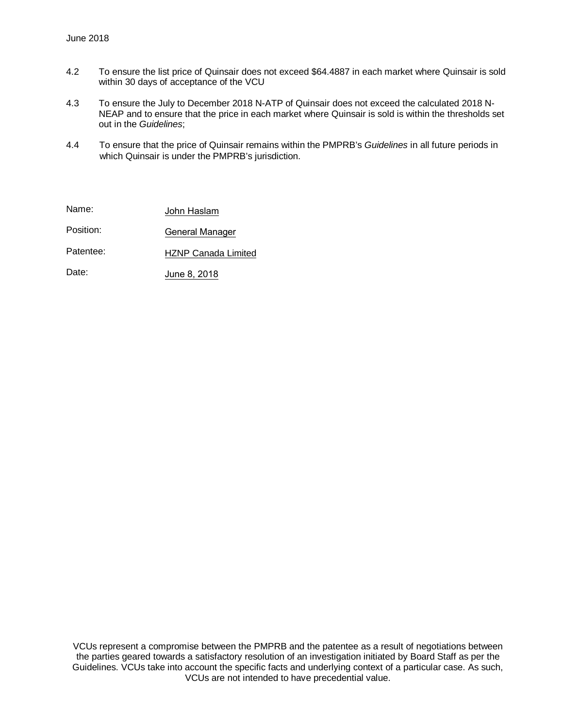4.2 To ensure the list price of Quinsair does not exceed $64.4887 in each market where Quinsair is sold within 30 days of acceptance of the VCU

4.3 To ensure the July to December 2018 N-ATP of Quinsair does not exceed the calculated 2018 N-NEAP and to ensure that the price in each market where Quinsair is sold is within the thresholds set out in the *Guidelines*;

4.4 To ensure that the price of Quinsair remains within the PMPRB's *Guidelines* in all future periods in which Quinsair is under the PMPRB's jurisdiction.

Name: John Haslam

Position: General Manager

Patentee: HZNP Canada Limited

Date: June 8, 2018

VCUs represent a compromise between the PMPRB and the patentee as a result of negotiations between the parties geared towards a satisfactory resolution of an investigation initiated by Board Staff as per the Guidelines. VCUs take into account the specific facts and underlying context of a particular case. As such, VCUs are not intended to have precedential value.